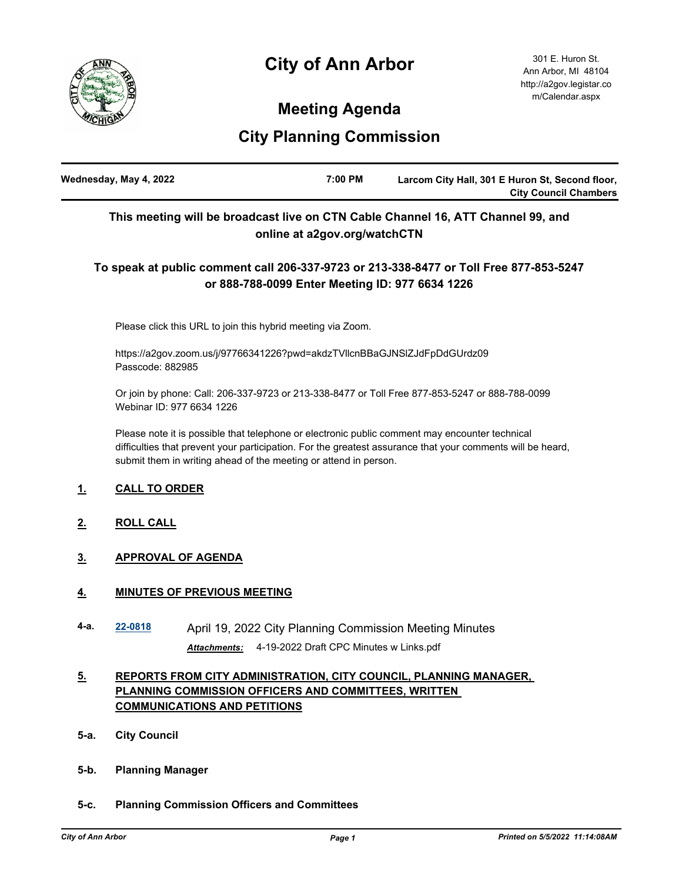# City of Ann Arbor

301 E. Huron St.
Ann Arbor, MI 48104
http://a2gov.legistar.com/Calendar.aspx

## Meeting Agenda

## City Planning Commission

**Wednesday, May 4, 2022** | **7:00 PM** | **Larcom City Hall, 301 E Huron St, Second floor, City Council Chambers**

**This meeting will be broadcast live on CTN Cable Channel 16, ATT Channel 99, and online at a2gov.org/watchCTN**

**To speak at public comment call 206-337-9723 or 213-338-8477 or Toll Free 877-853-5247 or 888-788-0099 Enter Meeting ID: 977 6634 1226**

Please click this URL to join this hybrid meeting via Zoom.

https://a2gov.zoom.us/j/97766341226?pwd=akdzTVllcnBBaGJNSlZJdFpDdGUrdz09
Passcode: 882985

Or join by phone: Call: 206-337-9723 or 213-338-8477 or Toll Free 877-853-5247 or 888-788-0099
Webinar ID: 977 6634 1226

Please note it is possible that telephone or electronic public comment may encounter technical difficulties that prevent your participation. For the greatest assurance that your comments will be heard, submit them in writing ahead of the meeting or attend in person.

**1. CALL TO ORDER**

**2. ROLL CALL**

**3. APPROVAL OF AGENDA**

**4. MINUTES OF PREVIOUS MEETING**

**4-a.** 22-0818 April 19, 2022 City Planning Commission Meeting Minutes

*Attachments:* 4-19-2022 Draft CPC Minutes w Links.pdf

**5. REPORTS FROM CITY ADMINISTRATION, CITY COUNCIL, PLANNING MANAGER, PLANNING COMMISSION OFFICERS AND COMMITTEES, WRITTEN COMMUNICATIONS AND PETITIONS**

**5-a. City Council**

**5-b. Planning Manager**

**5-c. Planning Commission Officers and Committees**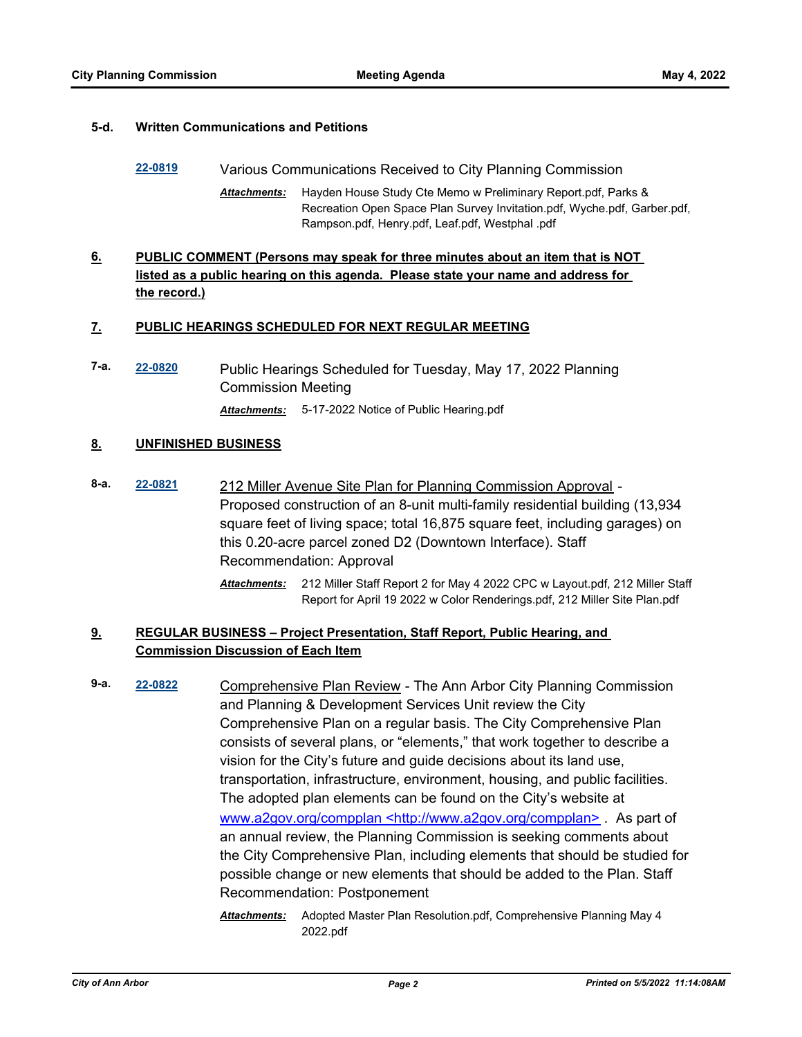**5-d. Written Communications and Petitions**

**22-0819** Various Communications Received to City Planning Commission

*Attachments:* Hayden House Study Cte Memo w Preliminary Report.pdf, Parks & Recreation Open Space Plan Survey Invitation.pdf, Wyche.pdf, Garber.pdf, Rampson.pdf, Henry.pdf, Leaf.pdf, Westphal .pdf

## 6. PUBLIC COMMENT (Persons may speak for three minutes about an item that is NOT listed as a public hearing on this agenda. Please state your name and address for the record.)

## 7. PUBLIC HEARINGS SCHEDULED FOR NEXT REGULAR MEETING

**7-a.** **22-0820** Public Hearings Scheduled for Tuesday, May 17, 2022 Planning Commission Meeting

*Attachments:* 5-17-2022 Notice of Public Hearing.pdf

## 8. UNFINISHED BUSINESS

**8-a.** **22-0821** 212 Miller Avenue Site Plan for Planning Commission Approval - Proposed construction of an 8-unit multi-family residential building (13,934 square feet of living space; total 16,875 square feet, including garages) on this 0.20-acre parcel zoned D2 (Downtown Interface). Staff Recommendation: Approval

*Attachments:* 212 Miller Staff Report 2 for May 4 2022 CPC w Layout.pdf, 212 Miller Staff Report for April 19 2022 w Color Renderings.pdf, 212 Miller Site Plan.pdf

## 9. REGULAR BUSINESS – Project Presentation, Staff Report, Public Hearing, and Commission Discussion of Each Item

**9-a.** **22-0822** Comprehensive Plan Review - The Ann Arbor City Planning Commission and Planning & Development Services Unit review the City Comprehensive Plan on a regular basis. The City Comprehensive Plan consists of several plans, or "elements," that work together to describe a vision for the City's future and guide decisions about its land use, transportation, infrastructure, environment, housing, and public facilities. The adopted plan elements can be found on the City's website at www.a2gov.org/compplan <http://www.a2gov.org/compplan> . As part of an annual review, the Planning Commission is seeking comments about the City Comprehensive Plan, including elements that should be studied for possible change or new elements that should be added to the Plan. Staff Recommendation: Postponement

*Attachments:* Adopted Master Plan Resolution.pdf, Comprehensive Planning May 4 2022.pdf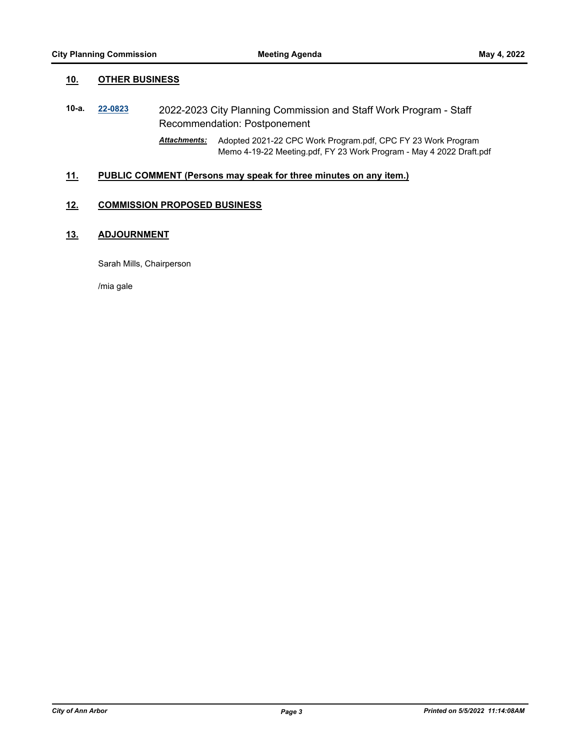## 10. OTHER BUSINESS

**10-a.** **22-0823** 2022-2023 City Planning Commission and Staff Work Program - Staff Recommendation: Postponement

***Attachments:*** Adopted 2021-22 CPC Work Program.pdf, CPC FY 23 Work Program Memo 4-19-22 Meeting.pdf, FY 23 Work Program - May 4 2022 Draft.pdf

## 11. PUBLIC COMMENT (Persons may speak for three minutes on any item.)

## 12. COMMISSION PROPOSED BUSINESS

## 13. ADJOURNMENT

Sarah Mills, Chairperson

/mia gale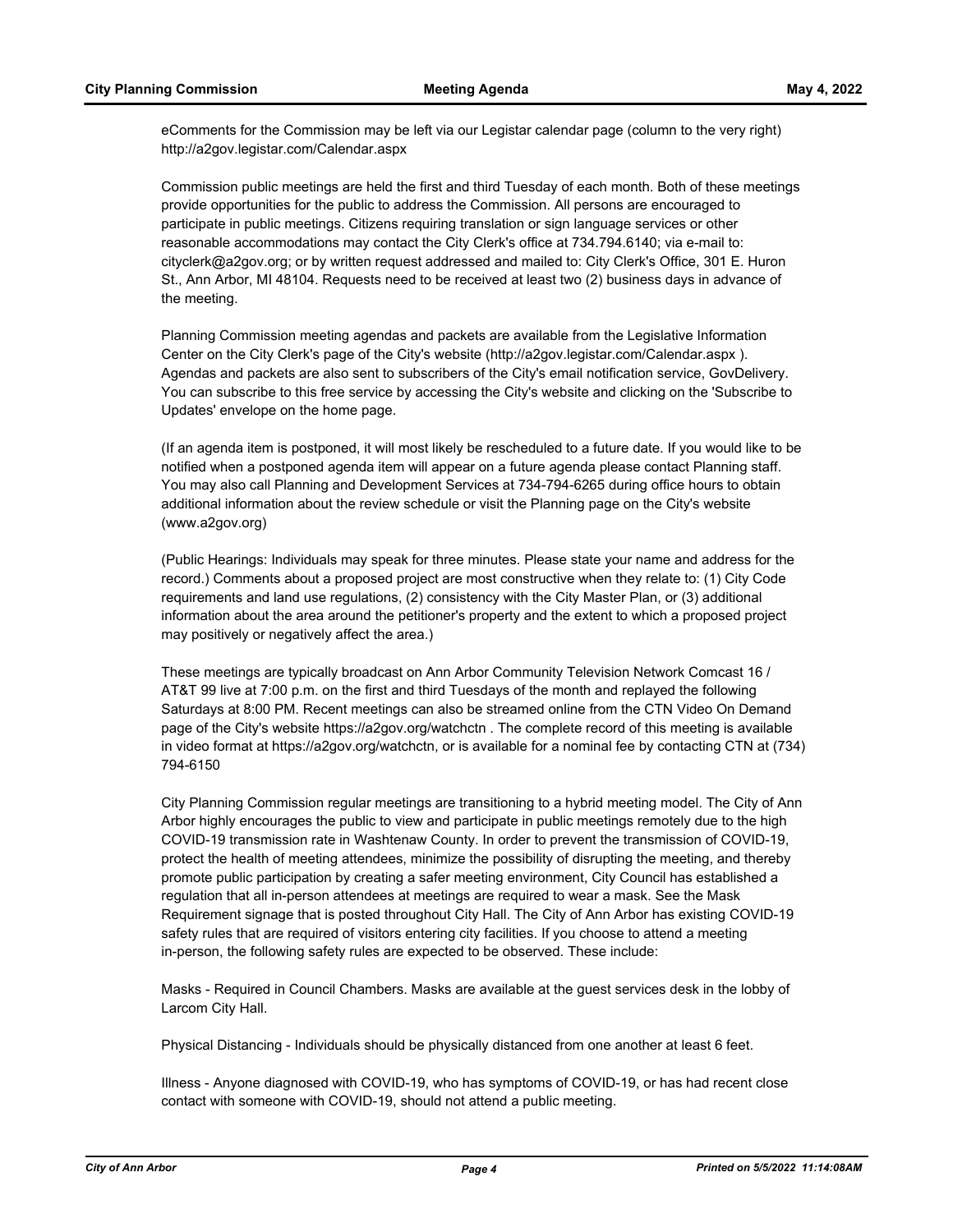eComments for the Commission may be left via our Legistar calendar page (column to the very right) http://a2gov.legistar.com/Calendar.aspx

Commission public meetings are held the first and third Tuesday of each month. Both of these meetings provide opportunities for the public to address the Commission. All persons are encouraged to participate in public meetings. Citizens requiring translation or sign language services or other reasonable accommodations may contact the City Clerk's office at 734.794.6140; via e-mail to: cityclerk@a2gov.org; or by written request addressed and mailed to: City Clerk's Office, 301 E. Huron St., Ann Arbor, MI 48104. Requests need to be received at least two (2) business days in advance of the meeting.

Planning Commission meeting agendas and packets are available from the Legislative Information Center on the City Clerk's page of the City's website (http://a2gov.legistar.com/Calendar.aspx ). Agendas and packets are also sent to subscribers of the City's email notification service, GovDelivery. You can subscribe to this free service by accessing the City's website and clicking on the 'Subscribe to Updates' envelope on the home page.

(If an agenda item is postponed, it will most likely be rescheduled to a future date. If you would like to be notified when a postponed agenda item will appear on a future agenda please contact Planning staff. You may also call Planning and Development Services at 734-794-6265 during office hours to obtain additional information about the review schedule or visit the Planning page on the City's website (www.a2gov.org)

(Public Hearings: Individuals may speak for three minutes. Please state your name and address for the record.) Comments about a proposed project are most constructive when they relate to: (1) City Code requirements and land use regulations, (2) consistency with the City Master Plan, or (3) additional information about the area around the petitioner's property and the extent to which a proposed project may positively or negatively affect the area.)

These meetings are typically broadcast on Ann Arbor Community Television Network Comcast 16 / AT&T 99 live at 7:00 p.m. on the first and third Tuesdays of the month and replayed the following Saturdays at 8:00 PM. Recent meetings can also be streamed online from the CTN Video On Demand page of the City's website https://a2gov.org/watchctn . The complete record of this meeting is available in video format at https://a2gov.org/watchctn, or is available for a nominal fee by contacting CTN at (734) 794-6150

City Planning Commission regular meetings are transitioning to a hybrid meeting model. The City of Ann Arbor highly encourages the public to view and participate in public meetings remotely due to the high COVID-19 transmission rate in Washtenaw County. In order to prevent the transmission of COVID-19, protect the health of meeting attendees, minimize the possibility of disrupting the meeting, and thereby promote public participation by creating a safer meeting environment, City Council has established a regulation that all in-person attendees at meetings are required to wear a mask. See the Mask Requirement signage that is posted throughout City Hall. The City of Ann Arbor has existing COVID-19 safety rules that are required of visitors entering city facilities. If you choose to attend a meeting in-person, the following safety rules are expected to be observed. These include:

Masks - Required in Council Chambers. Masks are available at the guest services desk in the lobby of Larcom City Hall.

Physical Distancing - Individuals should be physically distanced from one another at least 6 feet.

Illness - Anyone diagnosed with COVID-19, who has symptoms of COVID-19, or has had recent close contact with someone with COVID-19, should not attend a public meeting.